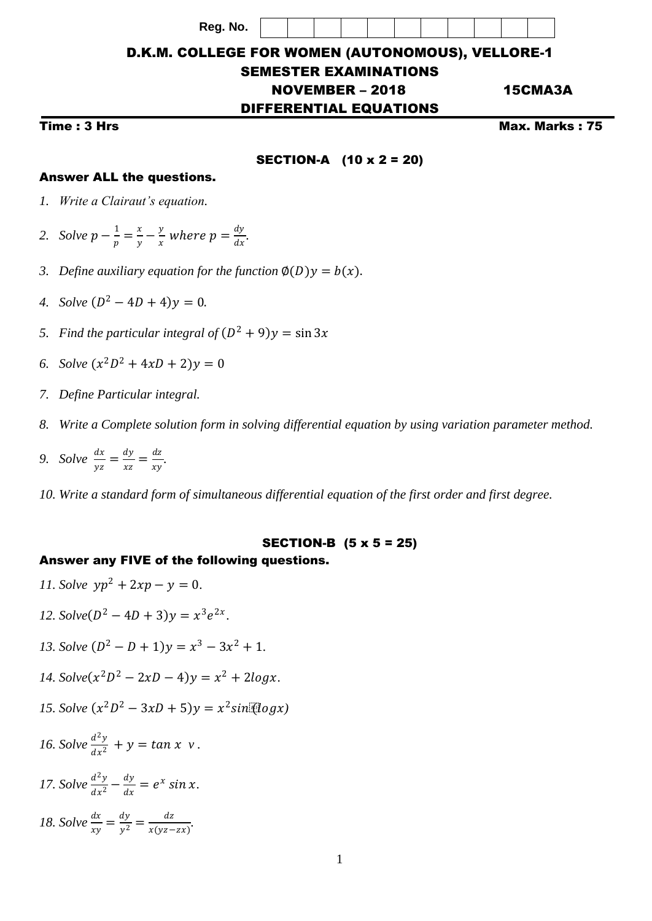Reg. No. | | | | | | | | | | | |

# D.K.M. COLLEGE FOR WOMEN (AUTONOMOUS), VELLORE-1

## SEMESTER EXAMINATIONS

## NOVEMBER – 2018 15CMA3A

## DIFFERENTIAL EQUATIONS

**Time : 3 Hrs** **Max. Marks : 75**

### SECTION-A (10 x 2 = 20)

**Answer ALL the questions.**

1. *Write a Clairaut's equation.*
2. *Solve* $p - \frac{1}{p} = \frac{x}{y} - \frac{y}{x}$ *where* $p = \frac{dy}{dx}$.
3. *Define auxiliary equation for the function* $\emptyset(D)y = b(x)$.
4. *Solve* $(D^2 - 4D + 4)y = 0$.
5. *Find the particular integral of* $(D^2 + 9)y = \sin 3x$
6. *Solve* $(x^2D^2 + 4xD + 2)y = 0$
7. *Define Particular integral.*
8. *Write a Complete solution form in solving differential equation by using variation parameter method.*
9. *Solve* $\frac{dx}{yz} = \frac{dy}{xz} = \frac{dz}{xy}$.
10. *Write a standard form of simultaneous differential equation of the first order and first degree.*

### SECTION-B (5 x 5 = 25)

**Answer any FIVE of the following questions.**

11. *Solve* $yp^2 + 2xp - y = 0$.
12. *Solve* $(D^2 - 4D + 3)y = x^3e^{2x}$.
13. *Solve* $(D^2 - D + 1)y = x^3 - 3x^2 + 1$.
14. *Solve* $(x^2D^2 - 2xD - 4)y = x^2 + 2logx$.
15. *Solve* $(x^2D^2 - 3xD + 5)y = x^2sin(logx)$
16. *Solve* $\frac{d^2y}{dx^2} + y = tan\ x\ \ v$ .
17. *Solve* $\frac{d^2y}{dx^2} - \frac{dy}{dx} = e^x \sin x$.
18. *Solve* $\frac{dx}{xy} = \frac{dy}{y^2} = \frac{dz}{x(yz-zx)}$.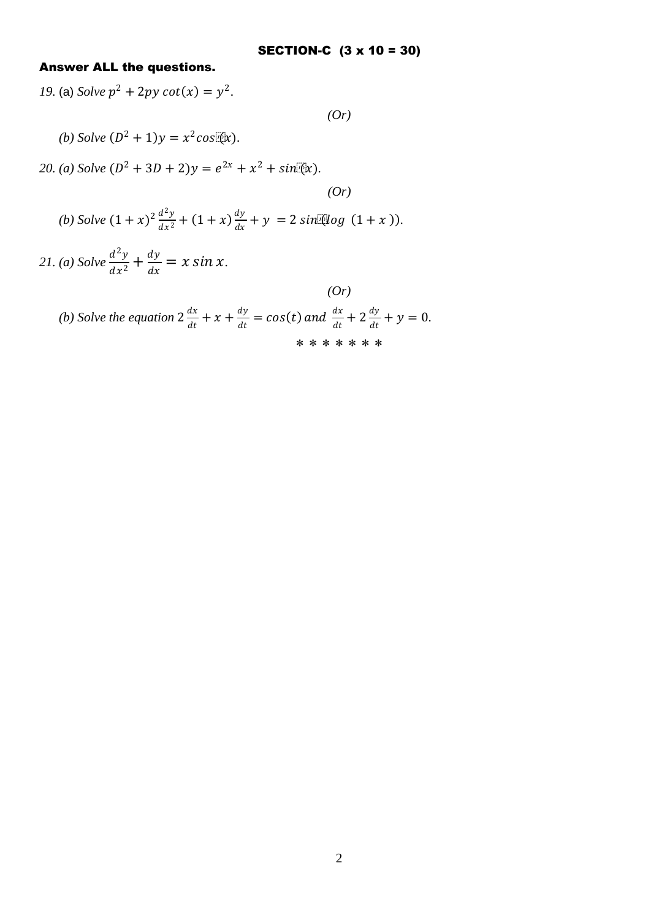**SECTION-C (3 x 10 = 30)**

**Answer ALL the questions.**

19. (a) *Solve* $p^2 + 2py\cot(x) = y^2$.

*(Or)*

(b) *Solve* $(D^2 + 1)y = x^2\cos(x)$.

20. (a) *Solve* $(D^2 + 3D + 2)y = e^{2x} + x^2 + \sin(x)$.

*(Or)*

(b) *Solve* $(1 + x)^2\frac{d^2y}{dx^2} + (1 + x)\frac{dy}{dx} + y = 2\sin(\log(1 + x))$.

21. (a) *Solve* $\frac{d^2y}{dx^2} + \frac{dy}{dx} = x\sin x$.

*(Or)*

(b) *Solve the equation* $2\frac{dx}{dt} + x + \frac{dy}{dt} = \cos(t)$ *and* $\frac{dx}{dt} + 2\frac{dy}{dt} + y = 0$.

\* \* \* \* \* \* \*